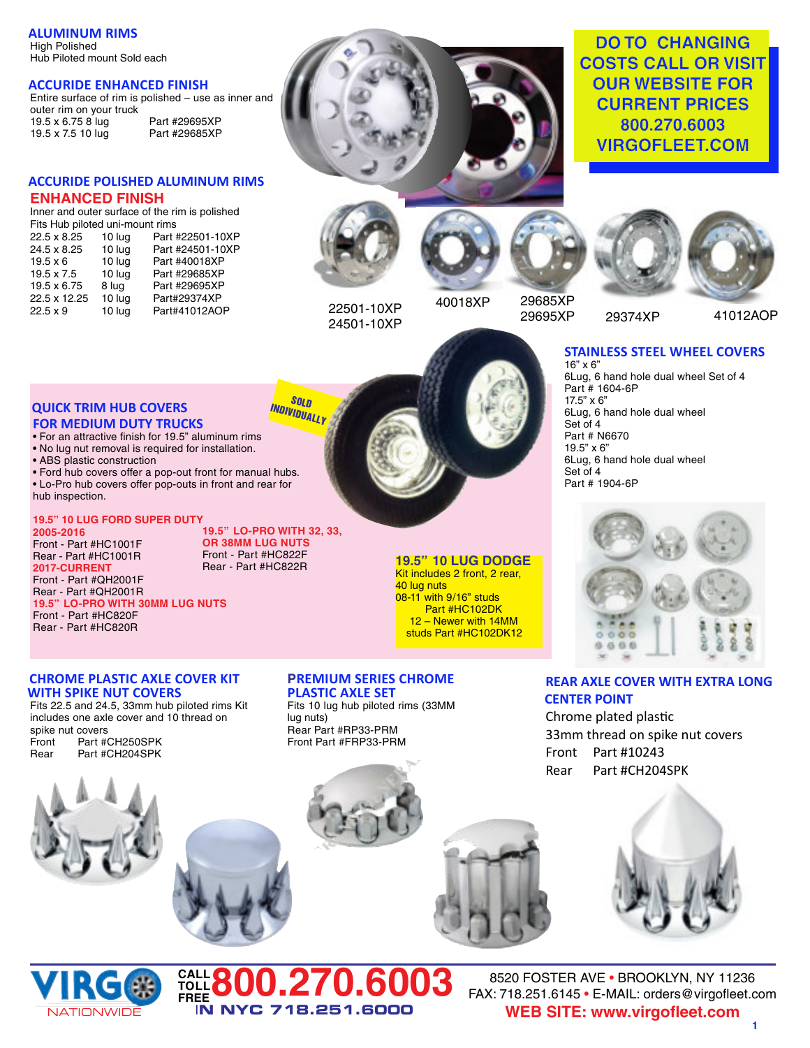## ALUMINUM RIMS

High Polished
Hub Piloted mount Sold each

## ACCURIDE ENHANCED FINISH

Entire surface of rim is polished – use as inner and outer rim on your truck

| | |
|---|---|
| 19.5 x 6.75 8 lug | Part #29695XP |
| 19.5 x 7.5 10 lug | Part #29685XP |

**DO TO CHANGING COSTS CALL OR VISIT OUR WEBSITE FOR CURRENT PRICES 800.270.6003 VIRGOFLEET.COM**

## ACCURIDE POLISHED ALUMINUM RIMS

### ENHANCED FINISH

Inner and outer surface of the rim is polished
Fits Hub piloted uni-mount rims

| Size | Lug | Part |
|---|---|---|
| 22.5 x 8.25 | 10 lug | Part #22501-10XP |
| 24.5 x 8.25 | 10 lug | Part #24501-10XP |
| 19.5 x 6 | 10 lug | Part #40018XP |
| 19.5 x 7.5 | 10 lug | Part #29685XP |
| 19.5 x 6.75 | 8 lug | Part #29695XP |
| 22.5 x 12.25 | 10 lug | Part#29374XP |
| 22.5 x 9 | 10 lug | Part#41012AOP |

22501-10XP
24501-10XP

40018XP

29685XP
29695XP

29374XP

41012AOP

## STAINLESS STEEL WHEEL COVERS

16" x 6"
6Lug, 6 hand hole dual wheel Set of 4
Part # 1604-6P
17.5" x 6"
6Lug, 6 hand hole dual wheel
Set of 4
Part # N6670
19.5" x 6"
6Lug, 6 hand hole dual wheel
Set of 4
Part # 1904-6P

## QUICK TRIM HUB COVERS FOR MEDIUM DUTY TRUCKS

SOLD INDIVIDUALLY

- For an attractive finish for 19.5" aluminum rims
- No lug nut removal is required for installation.
- ABS plastic construction
- Ford hub covers offer a pop-out front for manual hubs.
- Lo-Pro hub covers offer pop-outs in front and rear for hub inspection.

**19.5" 10 LUG FORD SUPER DUTY**
**2005-2016**
Front - Part #HC1001F
Rear - Part #HC1001R
**2017-CURRENT**
Front - Part #QH2001F
Rear - Part #QH2001R

**19.5" LO-PRO WITH 30MM LUG NUTS**
Front - Part #HC820F
Rear - Part #HC820R

**19.5" LO-PRO WITH 32, 33, OR 38MM LUG NUTS**
Front - Part #HC822F
Rear - Part #HC822R

**19.5" 10 LUG DODGE**
Kit includes 2 front, 2 rear, 40 lug nuts
08-11 with 9/16" studs
Part #HC102DK
12 – Newer with 14MM studs Part #HC102DK12

## CHROME PLASTIC AXLE COVER KIT WITH SPIKE NUT COVERS

Fits 22.5 and 24.5, 33mm hub piloted rims Kit includes one axle cover and 10 thread on spike nut covers

| | |
|---|---|
| Front | Part #CH250SPK |
| Rear | Part #CH204SPK |

## PREMIUM SERIES CHROME PLASTIC AXLE SET

Fits 10 lug hub piloted rims (33MM lug nuts)
Rear Part #RP33-PRM
Front Part #FRP33-PRM

## REAR AXLE COVER WITH EXTRA LONG CENTER POINT

Chrome plated plastic
33mm thread on spike nut covers

| | |
|---|---|
| Front | Part #10243 |
| Rear | Part #CH204SPK |

VIRGO NATIONWIDE

CALL TOLL FREE **800.270.6003**
IN NYC 718.251.6000

8520 FOSTER AVE • BROOKLYN, NY 11236
FAX: 718.251.6145 • E-MAIL: orders@virgofleet.com
**WEB SITE: www.virgofleet.com**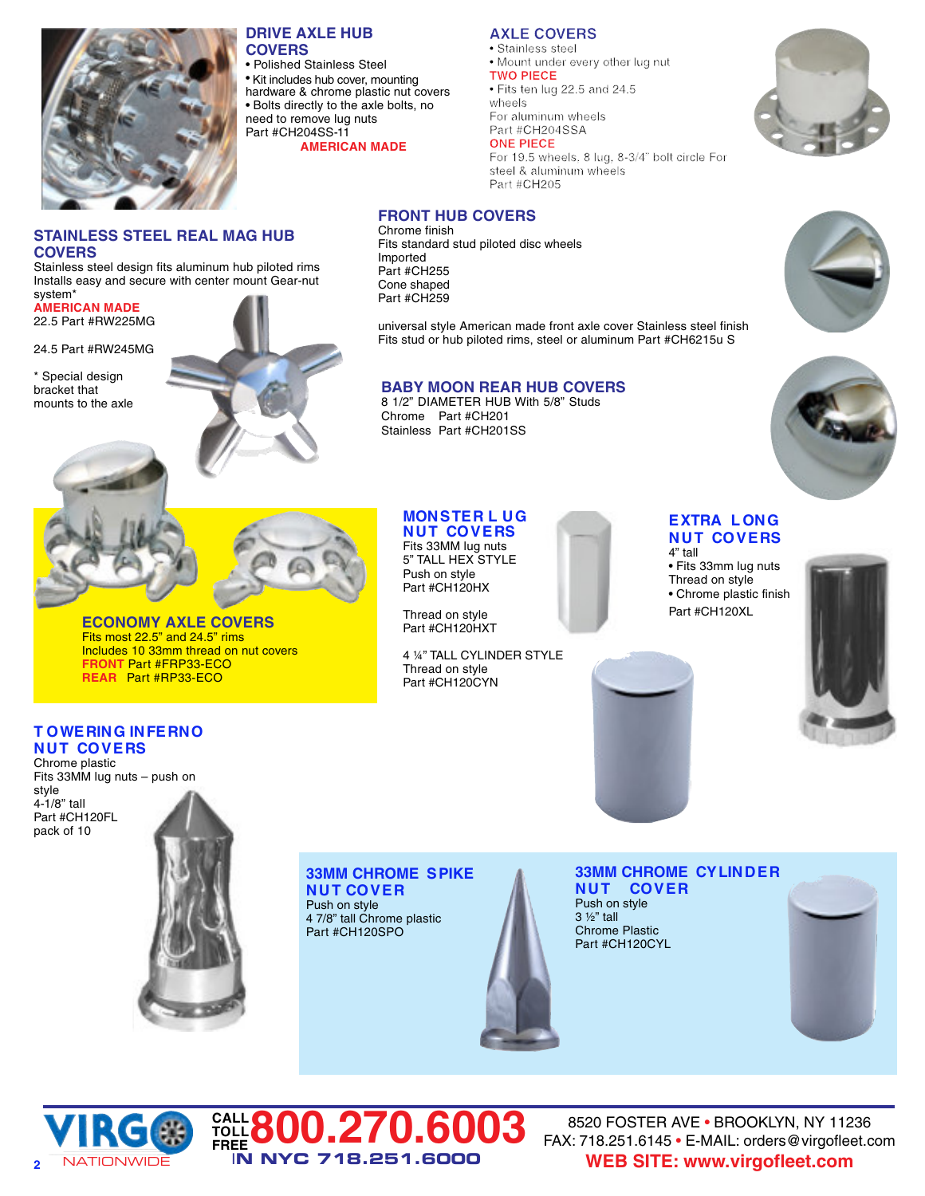## DRIVE AXLE HUB COVERS

- Polished Stainless Steel
- Kit includes hub cover, mounting hardware & chrome plastic nut covers
- Bolts directly to the axle bolts, no need to remove lug nuts

Part #CH204SS-11

AMERICAN MADE

## AXLE COVERS

- Stainless steel
- Mount under every other lug nut

TWO PIECE

- Fits ten lug 22.5 and 24.5 wheels

For aluminum wheels

Part #CH204SSA

ONE PIECE

For 19.5 wheels. 8 lug. 8-3/4" bolt circle For steel & aluminum wheels

Part #CH205

## STAINLESS STEEL REAL MAG HUB COVERS

Stainless steel design fits aluminum hub piloted rims

Installs easy and secure with center mount Gear-nut system*

AMERICAN MADE

22.5 Part #RW225MG

24.5 Part #RW245MG

* Special design bracket that mounts to the axle

## FRONT HUB COVERS

Chrome finish

Fits standard stud piloted disc wheels

Imported

Part #CH255

Cone shaped

Part #CH259

universal style American made front axle cover Stainless steel finish

Fits stud or hub piloted rims, steel or aluminum Part #CH6215u S

## BABY MOON REAR HUB COVERS

8 1/2" DIAMETER HUB With 5/8" Studs

Chrome Part #CH201

Stainless Part #CH201SS

## ECONOMY AXLE COVERS

Fits most 22.5" and 24.5" rims

Includes 10 33mm thread on nut covers

FRONT Part #FRP33-ECO

REAR Part #RP33-ECO

## MONSTER LUG NUT COVERS

Fits 33MM lug nuts

5" TALL HEX STYLE

Push on style

Part #CH120HX

Thread on style

Part #CH120HXT

4 ¼" TALL CYLINDER STYLE

Thread on style

Part #CH120CYN

## EXTRA LONG NUT COVERS

4" tall

- Fits 33mm lug nuts

Thread on style

- Chrome plastic finish

Part #CH120XL

## TOWERING INFERNO NUT COVERS

Chrome plastic

Fits 33MM lug nuts – push on style

4-1/8" tall

Part #CH120FL

pack of 10

## 33MM CHROME SPIKE NUT COVER

Push on style

4 7/8" tall Chrome plastic

Part #CH120SPO

## 33MM CHROME CYLINDER NUT COVER

Push on style

3 ½" tall

Chrome Plastic

Part #CH120CYL

VIRGO NATIONWIDE

CALL TOLL FREE 800.270.6003

IN NYC 718.251.6000

8520 FOSTER AVE • BROOKLYN, NY 11236

FAX: 718.251.6145 • E-MAIL: orders@virgofleet.com

WEB SITE: www.virgofleet.com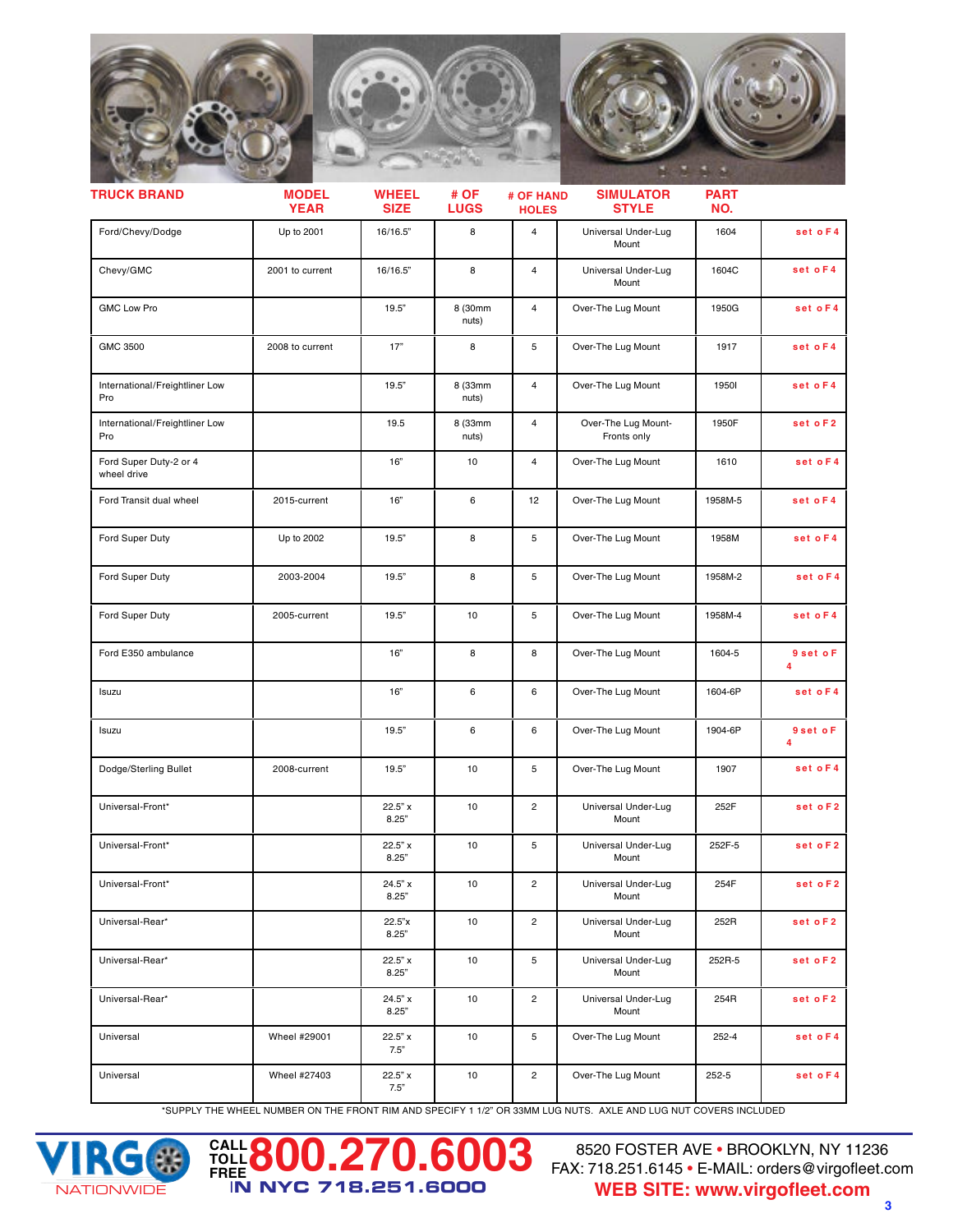| TRUCK BRAND | MODEL YEAR | WHEEL SIZE | # OF LUGS | # OF HAND HOLES | SIMULATOR STYLE | PART NO. | |
|---|---|---|---|---|---|---|---|
| Ford/Chevy/Dodge | Up to 2001 | 16/16.5" | 8 | 4 | Universal Under-Lug Mount | 1604 | set oF4 |
| Chevy/GMC | 2001 to current | 16/16.5" | 8 | 4 | Universal Under-Lug Mount | 1604C | set oF4 |
| GMC Low Pro | | 19.5" | 8 (30mm nuts) | 4 | Over-The Lug Mount | 1950G | set oF4 |
| GMC 3500 | 2008 to current | 17" | 8 | 5 | Over-The Lug Mount | 1917 | set oF4 |
| International/Freightliner Low Pro | | 19.5" | 8 (33mm nuts) | 4 | Over-The Lug Mount | 1950I | set oF4 |
| International/Freightliner Low Pro | | 19.5 | 8 (33mm nuts) | 4 | Over-The Lug Mount-Fronts only | 1950F | set oF2 |
| Ford Super Duty-2 or 4 wheel drive | | 16" | 10 | 4 | Over-The Lug Mount | 1610 | set oF4 |
| Ford Transit dual wheel | 2015-current | 16" | 6 | 12 | Over-The Lug Mount | 1958M-5 | set oF4 |
| Ford Super Duty | Up to 2002 | 19.5" | 8 | 5 | Over-The Lug Mount | 1958M | set oF4 |
| Ford Super Duty | 2003-2004 | 19.5" | 8 | 5 | Over-The Lug Mount | 1958M-2 | set oF4 |
| Ford Super Duty | 2005-current | 19.5" | 10 | 5 | Over-The Lug Mount | 1958M-4 | set oF4 |
| Ford E350 ambulance | | 16" | 8 | 8 | Over-The Lug Mount | 1604-5 | 9 set oF4 |
| Isuzu | | 16" | 6 | 6 | Over-The Lug Mount | 1604-6P | set oF4 |
| Isuzu | | 19.5" | 6 | 6 | Over-The Lug Mount | 1904-6P | 9 set oF4 |
| Dodge/Sterling Bullet | 2008-current | 19.5" | 10 | 5 | Over-The Lug Mount | 1907 | set oF4 |
| Universal-Front* | | 22.5" x 8.25" | 10 | 2 | Universal Under-Lug Mount | 252F | set oF2 |
| Universal-Front* | | 22.5" x 8.25" | 10 | 5 | Universal Under-Lug Mount | 252F-5 | set oF2 |
| Universal-Front* | | 24.5" x 8.25" | 10 | 2 | Universal Under-Lug Mount | 254F | set oF2 |
| Universal-Rear* | | 22.5"x 8.25" | 10 | 2 | Universal Under-Lug Mount | 252R | set oF2 |
| Universal-Rear* | | 22.5" x 8.25" | 10 | 5 | Universal Under-Lug Mount | 252R-5 | set oF2 |
| Universal-Rear* | | 24.5" x 8.25" | 10 | 2 | Universal Under-Lug Mount | 254R | set oF2 |
| Universal | Wheel #29001 | 22.5" x 7.5" | 10 | 5 | Over-The Lug Mount | 252-4 | set oF4 |
| Universal | Wheel #27403 | 22.5" x 7.5" | 10 | 2 | Over-The Lug Mount | 252-5 | set oF4 |

*SUPPLY THE WHEEL NUMBER ON THE FRONT RIM AND SPECIFY 1 1/2" OR 33MM LUG NUTS. AXLE AND LUG NUT COVERS INCLUDED

**VIRGO NATIONWIDE**

CALL TOLL FREE **800.270.6003**
IN NYC 718.251.6000

8520 FOSTER AVE • BROOKLYN, NY 11236
FAX: 718.251.6145 • E-MAIL: orders@virgofleet.com
**WEB SITE: www.virgofleet.com**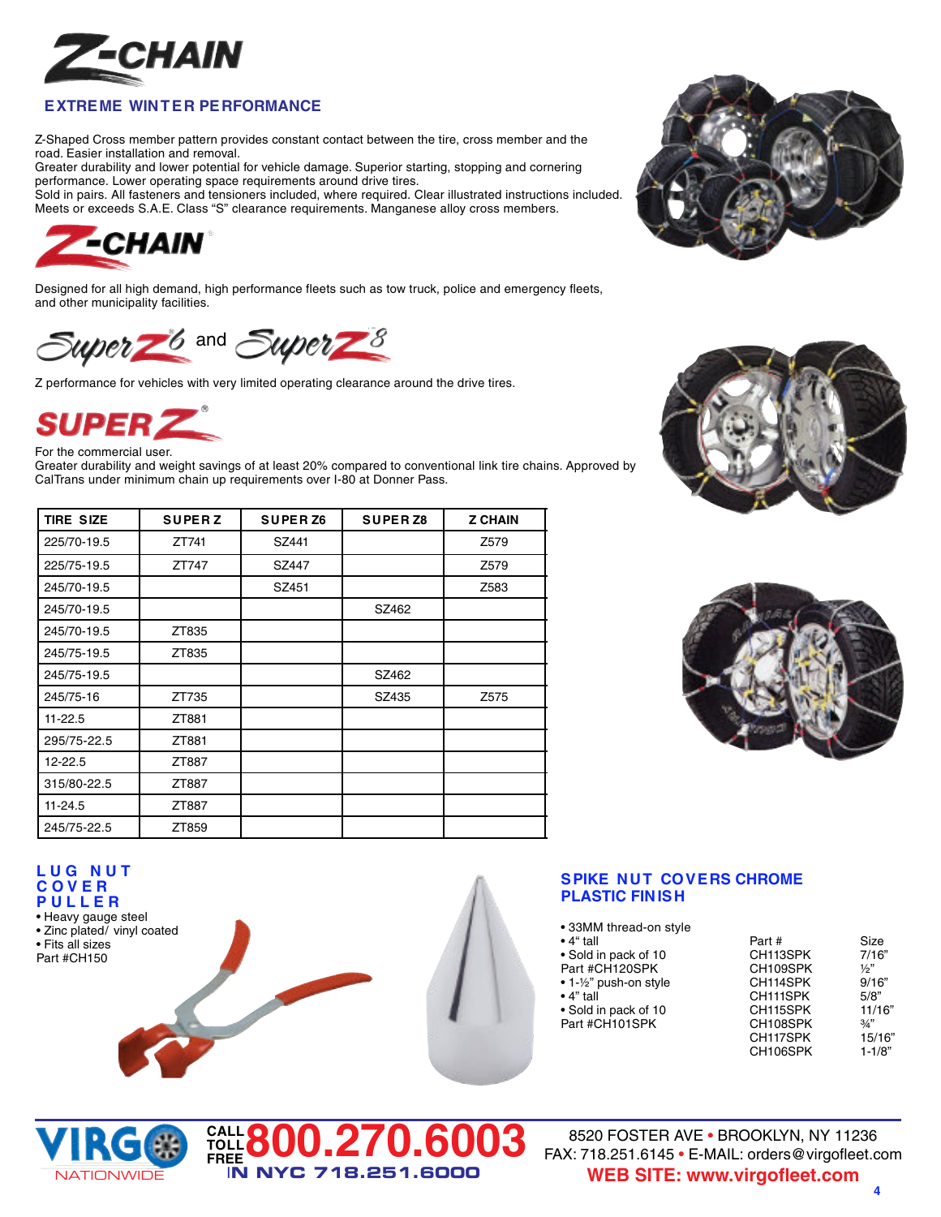# Z-CHAIN

## EXTREME WINTER PERFORMANCE

Z-Shaped Cross member pattern provides constant contact between the tire, cross member and the road. Easier installation and removal.
Greater durability and lower potential for vehicle damage. Superior starting, stopping and cornering performance. Lower operating space requirements around drive tires.
Sold in pairs. All fasteners and tensioners included, where required. Clear illustrated instructions included. Meets or exceeds S.A.E. Class "S" clearance requirements. Manganese alloy cross members.

## Z-CHAIN®

Designed for all high demand, high performance fleets such as tow truck, police and emergency fleets, and other municipality facilities.

## SuperZ6 and SuperZ8

Z performance for vehicles with very limited operating clearance around the drive tires.

## SUPER Z®

For the commercial user.
Greater durability and weight savings of at least 20% compared to conventional link tire chains. Approved by CalTrans under minimum chain up requirements over I-80 at Donner Pass.

| TIRE SIZE | SUPER Z | SUPER Z6 | SUPER Z8 | Z CHAIN |
|---|---|---|---|---|
| 225/70-19.5 | ZT741 | SZ441 | | Z579 |
| 225/75-19.5 | ZT747 | SZ447 | | Z579 |
| 245/70-19.5 | | SZ451 | | Z583 |
| 245/70-19.5 | | | SZ462 | |
| 245/70-19.5 | ZT835 | | | |
| 245/75-19.5 | ZT835 | | | |
| 245/75-19.5 | | | SZ462 | |
| 245/75-16 | ZT735 | | SZ435 | Z575 |
| 11-22.5 | ZT881 | | | |
| 295/75-22.5 | ZT881 | | | |
| 12-22.5 | ZT887 | | | |
| 315/80-22.5 | ZT887 | | | |
| 11-24.5 | ZT887 | | | |
| 245/75-22.5 | ZT859 | | | |

## LUG NUT COVER PULLER

- Heavy gauge steel
- Zinc plated/ vinyl coated
- Fits all sizes

Part #CH150

## SPIKE NUT COVERS CHROME PLASTIC FINISH

- 33MM thread-on style
- 4" tall
- Sold in pack of 10

Part #CH120SPK

- 1-½" push-on style
- 4" tall
- Sold in pack of 10

Part #CH101SPK

| Part # | Size |
|---|---|
| CH113SPK | 7/16" |
| CH109SPK | ½" |
| CH114SPK | 9/16" |
| CH111SPK | 5/8" |
| CH115SPK | 11/16" |
| CH108SPK | ¾" |
| CH117SPK | 15/16" |
| CH106SPK | 1-1/8" |

VIRGO NATIONWIDE

CALL TOLL FREE 800.270.6003
IN NYC 718.251.6000

8520 FOSTER AVE • BROOKLYN, NY 11236
FAX: 718.251.6145 • E-MAIL: orders@virgofleet.com
WEB SITE: www.virgofleet.com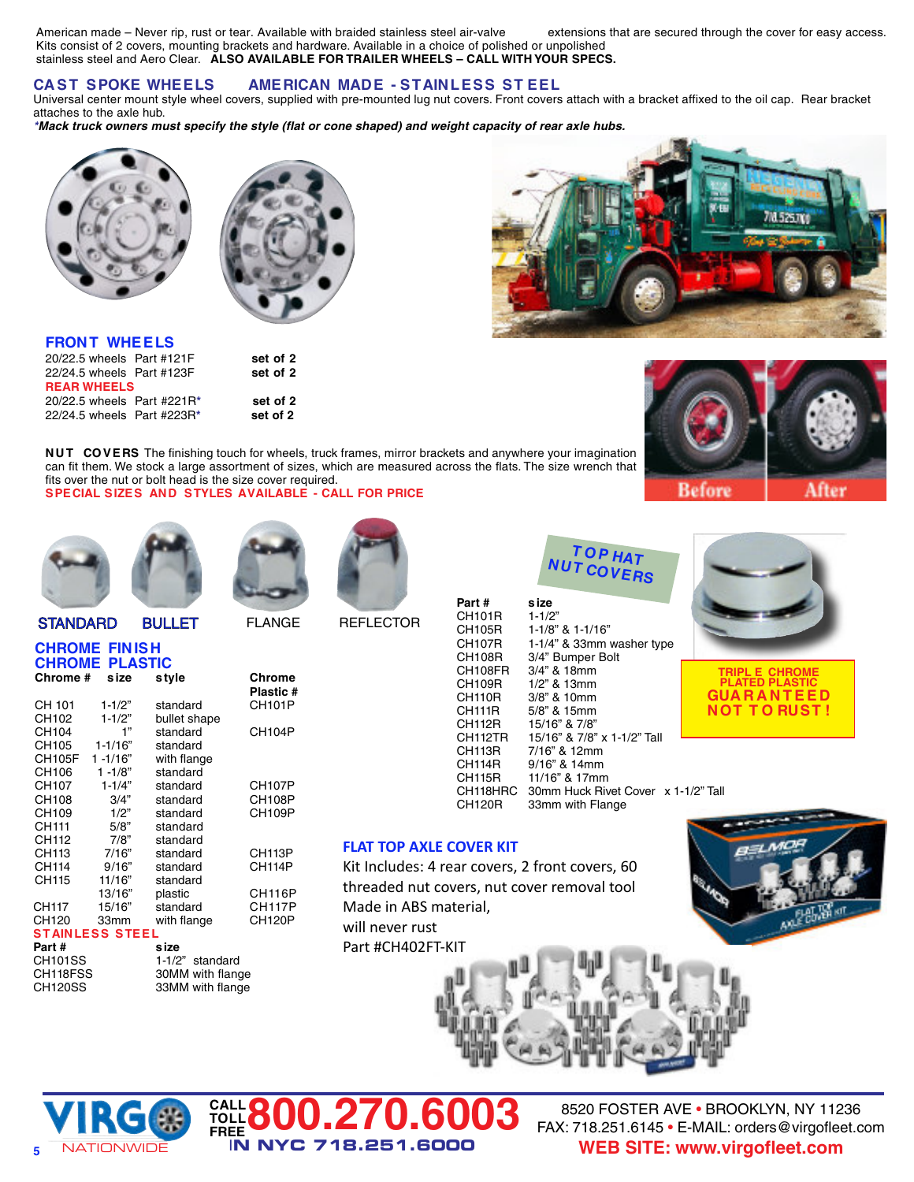American made – Never rip, rust or tear. Available with braided stainless steel air-valve extensions that are secured through the cover for easy access. Kits consist of 2 covers, mounting brackets and hardware. Available in a choice of polished or unpolished stainless steel and Aero Clear. **ALSO AVAILABLE FOR TRAILER WHEELS – CALL WITH YOUR SPECS.**

## CAST SPOKE WHEELS AMERICAN MADE - STAINLESS STEEL

Universal center mount style wheel covers, supplied with pre-mounted lug nut covers. Front covers attach with a bracket affixed to the oil cap. Rear bracket attaches to the axle hub.

***Mack truck owners must specify the style (flat or cone shaped) and weight capacity of rear axle hubs.**

### FRONT WHEELS

| | | |
|---|---|---|
| 20/22.5 wheels | Part #121F | **set of 2** |
| 22/24.5 wheels | Part #123F | **set of 2** |

### REAR WHEELS

| | | |
|---|---|---|
| 20/22.5 wheels | Part #221R* | **set of 2** |
| 22/24.5 wheels | Part #223R* | **set of 2** |

Before After

**NUT COVERS** The finishing touch for wheels, truck frames, mirror brackets and anywhere your imagination can fit them. We stock a large assortment of sizes, which are measured across the flats. The size wrench that fits over the nut or bolt head is the size cover required.

**SPECIAL SIZES AND STYLES AVAILABLE - CALL FOR PRICE**

STANDARD BULLET FLANGE REFLECTOR

### CHROME FINISH
### CHROME PLASTIC

| Chrome # | size | style | Chrome Plastic # |
|---|---|---|---|
| CH 101 | 1-1/2" | standard | CH101P |
| CH102 | 1-1/2" | bullet shape | |
| CH104 | 1" | standard | CH104P |
| CH105 | 1-1/16" | standard | |
| CH105F | 1 -1/16" | with flange | |
| CH106 | 1 -1/8" | standard | |
| CH107 | 1-1/4" | standard | CH107P |
| CH108 | 3/4" | standard | CH108P |
| CH109 | 1/2" | standard | CH109P |
| CH111 | 5/8" | standard | |
| CH112 | 7/8" | standard | |
| CH113 | 7/16" | standard | CH113P |
| CH114 | 9/16" | standard | CH114P |
| CH115 | 11/16" | standard | |
| | 13/16" | plastic | CH116P |
| CH117 | 15/16" | standard | CH117P |
| CH120 | 33mm | with flange | CH120P |

### STAINLESS STEEL

| Part # | size |
|---|---|
| CH101SS | 1-1/2" standard |
| CH118FSS | 30MM with flange |
| CH120SS | 33MM with flange |

### TOP HAT NUT COVERS

| Part # | size |
|---|---|
| CH101R | 1-1/2" |
| CH105R | 1-1/8" & 1-1/16" |
| CH107R | 1-1/4" & 33mm washer type |
| CH108R | 3/4" Bumper Bolt |
| CH108FR | 3/4" & 18mm |
| CH109R | 1/2" & 13mm |
| CH110R | 3/8" & 10mm |
| CH111R | 5/8" & 15mm |
| CH112R | 15/16" & 7/8" |
| CH112TR | 15/16" & 7/8" x 1-1/2" Tall |
| CH113R | 7/16" & 12mm |
| CH114R | 9/16" & 14mm |
| CH115R | 11/16" & 17mm |
| CH118HRC | 30mm Huck Rivet Cover x 1-1/2" Tall |
| CH120R | 33mm with Flange |

**TRIPLE CHROME PLATED PLASTIC GUARANTEED NOT TO RUST!**

### FLAT TOP AXLE COVER KIT

Kit Includes: 4 rear covers, 2 front covers, 60 threaded nut covers, nut cover removal tool
Made in ABS material,
will never rust
Part #CH402FT-KIT

VIRGO NATIONWIDE

CALL TOLL FREE 800.270.6003
IN NYC 718.251.6000

8520 FOSTER AVE • BROOKLYN, NY 11236
FAX: 718.251.6145 • E-MAIL: orders@virgofleet.com
**WEB SITE: www.virgofleet.com**